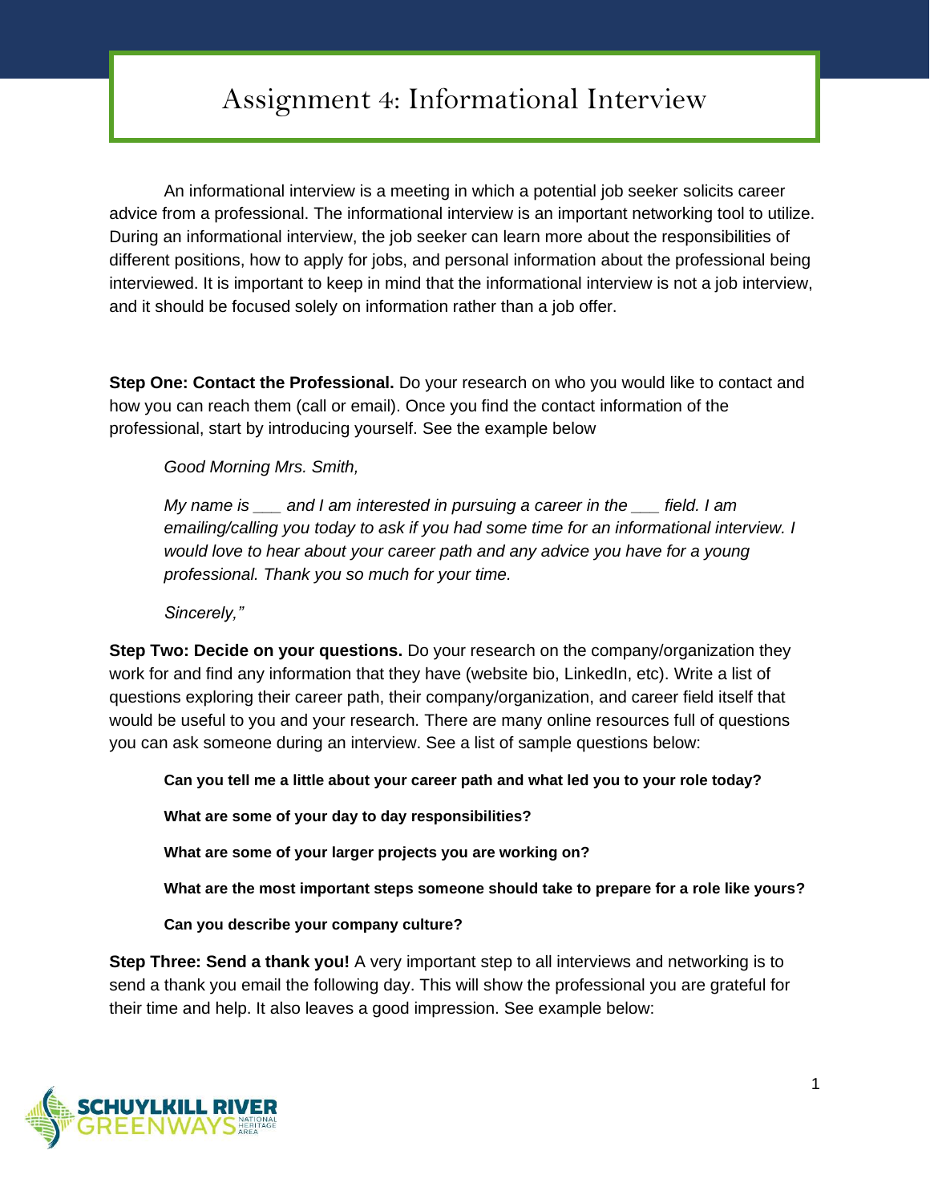# Assignment 4: Informational Interview

An informational interview is a meeting in which a potential job seeker solicits career advice from a professional. The informational interview is an important networking tool to utilize. During an informational interview, the job seeker can learn more about the responsibilities of different positions, how to apply for jobs, and personal information about the professional being interviewed. It is important to keep in mind that the informational interview is not a job interview, and it should be focused solely on information rather than a job offer.

**Step One: Contact the Professional.** Do your research on who you would like to contact and how you can reach them (call or email). Once you find the contact information of the professional, start by introducing yourself. See the example below

> *Good Morning Mrs. Smith,*
>
> *My name is ___ and I am interested in pursuing a career in the ___ field. I am emailing/calling you today to ask if you had some time for an informational interview. I would love to hear about your career path and any advice you have for a young professional. Thank you so much for your time.*
>
> *Sincerely,"*

**Step Two: Decide on your questions.** Do your research on the company/organization they work for and find any information that they have (website bio, LinkedIn, etc). Write a list of questions exploring their career path, their company/organization, and career field itself that would be useful to you and your research. There are many online resources full of questions you can ask someone during an interview. See a list of sample questions below:

> **Can you tell me a little about your career path and what led you to your role today?**
>
> **What are some of your day to day responsibilities?**
>
> **What are some of your larger projects you are working on?**
>
> **What are the most important steps someone should take to prepare for a role like yours?**
>
> **Can you describe your company culture?**

**Step Three: Send a thank you!** A very important step to all interviews and networking is to send a thank you email the following day. This will show the professional you are grateful for their time and help. It also leaves a good impression. See example below: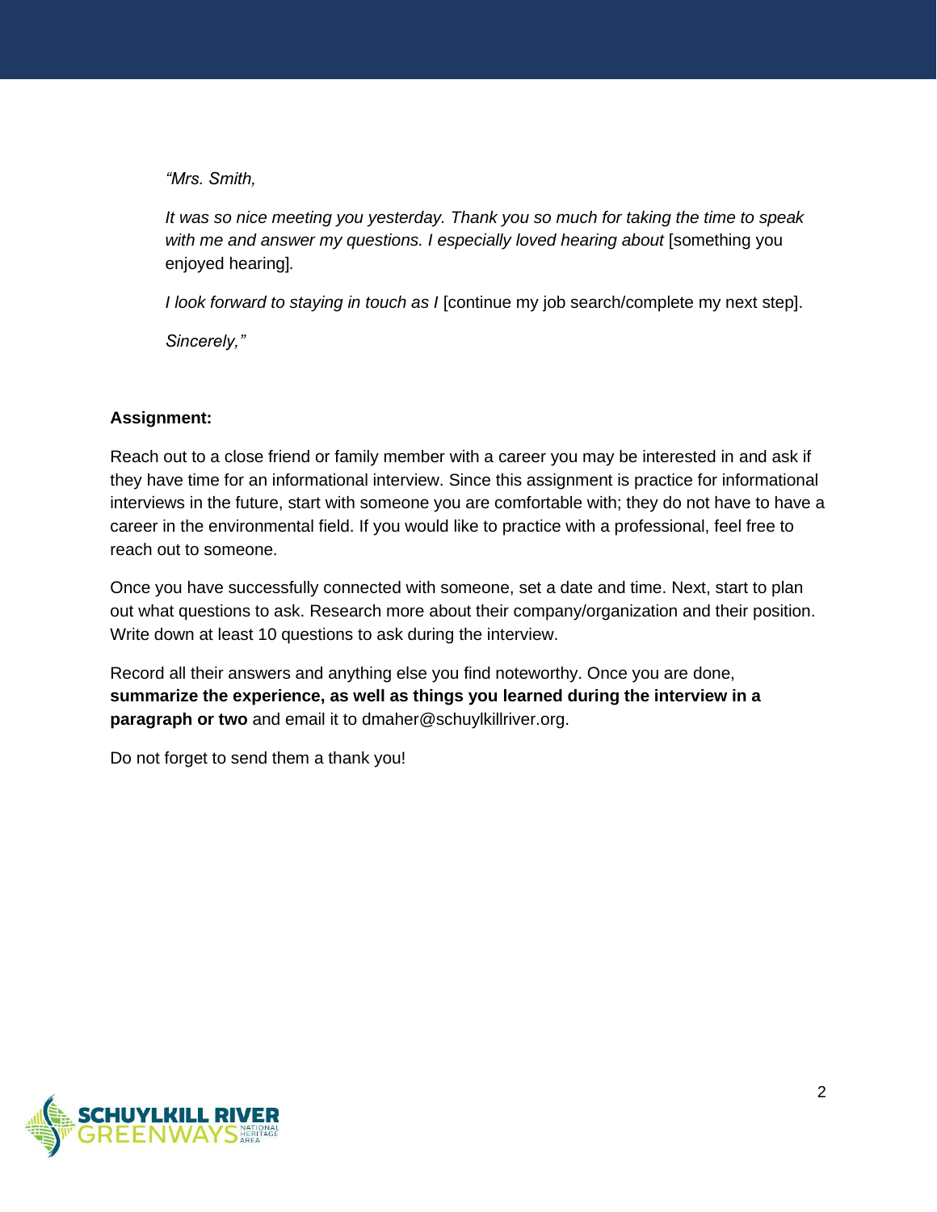*"Mrs. Smith,*

*It was so nice meeting you yesterday. Thank you so much for taking the time to speak with me and answer my questions. I especially loved hearing about* [something you enjoyed hearing]*.*

*I look forward to staying in touch as I* [continue my job search/complete my next step].

*Sincerely,"*

**Assignment:**

Reach out to a close friend or family member with a career you may be interested in and ask if they have time for an informational interview. Since this assignment is practice for informational interviews in the future, start with someone you are comfortable with; they do not have to have a career in the environmental field. If you would like to practice with a professional, feel free to reach out to someone.

Once you have successfully connected with someone, set a date and time. Next, start to plan out what questions to ask. Research more about their company/organization and their position. Write down at least 10 questions to ask during the interview.

Record all their answers and anything else you find noteworthy. Once you are done, **summarize the experience, as well as things you learned during the interview in a paragraph or two** and email it to dmaher@schuylkillriver.org.

Do not forget to send them a thank you!